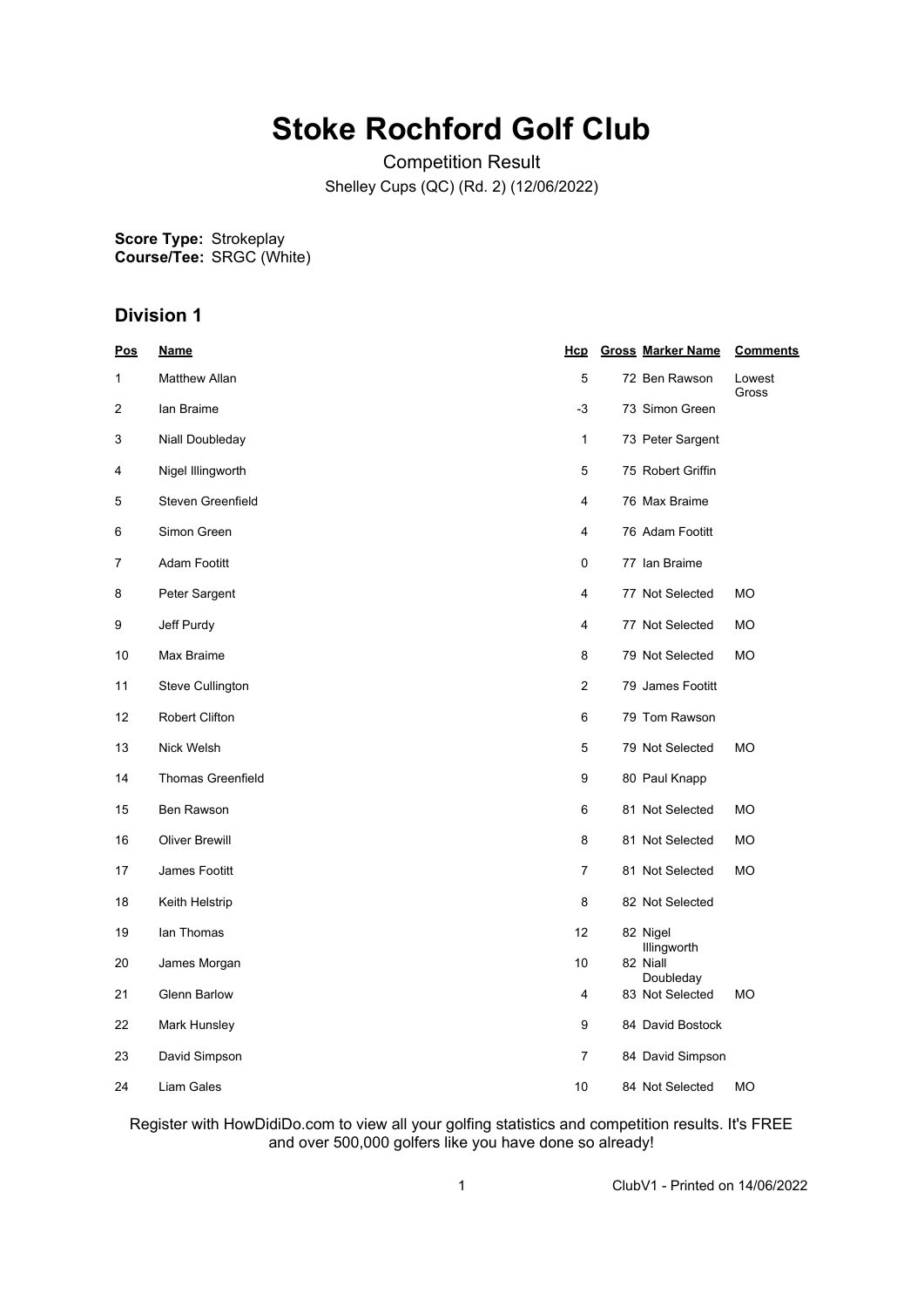# Stoke Rochford Golf Club

Competition Result

Shelley Cups (QC) (Rd. 2) (12/06/2022)

**Score Type:** Strokeplay
**Course/Tee:** SRGC (White)

## Division 1

| Pos | Name | Hcp | Gross | Marker Name | Comments |
|---|---|---|---|---|---|
| 1 | Matthew Allan | 5 | 72 | Ben Rawson | Lowest Gross |
| 2 | Ian Braime | -3 | 73 | Simon Green | |
| 3 | Niall Doubleday | 1 | 73 | Peter Sargent | |
| 4 | Nigel Illingworth | 5 | 75 | Robert Griffin | |
| 5 | Steven Greenfield | 4 | 76 | Max Braime | |
| 6 | Simon Green | 4 | 76 | Adam Footitt | |
| 7 | Adam Footitt | 0 | 77 | Ian Braime | |
| 8 | Peter Sargent | 4 | 77 | Not Selected | MO |
| 9 | Jeff Purdy | 4 | 77 | Not Selected | MO |
| 10 | Max Braime | 8 | 79 | Not Selected | MO |
| 11 | Steve Cullington | 2 | 79 | James Footitt | |
| 12 | Robert Clifton | 6 | 79 | Tom Rawson | |
| 13 | Nick Welsh | 5 | 79 | Not Selected | MO |
| 14 | Thomas Greenfield | 9 | 80 | Paul Knapp | |
| 15 | Ben Rawson | 6 | 81 | Not Selected | MO |
| 16 | Oliver Brewill | 8 | 81 | Not Selected | MO |
| 17 | James Footitt | 7 | 81 | Not Selected | MO |
| 18 | Keith Helstrip | 8 | 82 | Not Selected | |
| 19 | Ian Thomas | 12 | 82 | Nigel Illingworth | |
| 20 | James Morgan | 10 | 82 | Niall Doubleday | |
| 21 | Glenn Barlow | 4 | 83 | Not Selected | MO |
| 22 | Mark Hunsley | 9 | 84 | David Bostock | |
| 23 | David Simpson | 7 | 84 | David Simpson | |
| 24 | Liam Gales | 10 | 84 | Not Selected | MO |

Register with HowDidiDo.com to view all your golfing statistics and competition results. It's FREE and over 500,000 golfers like you have done so already!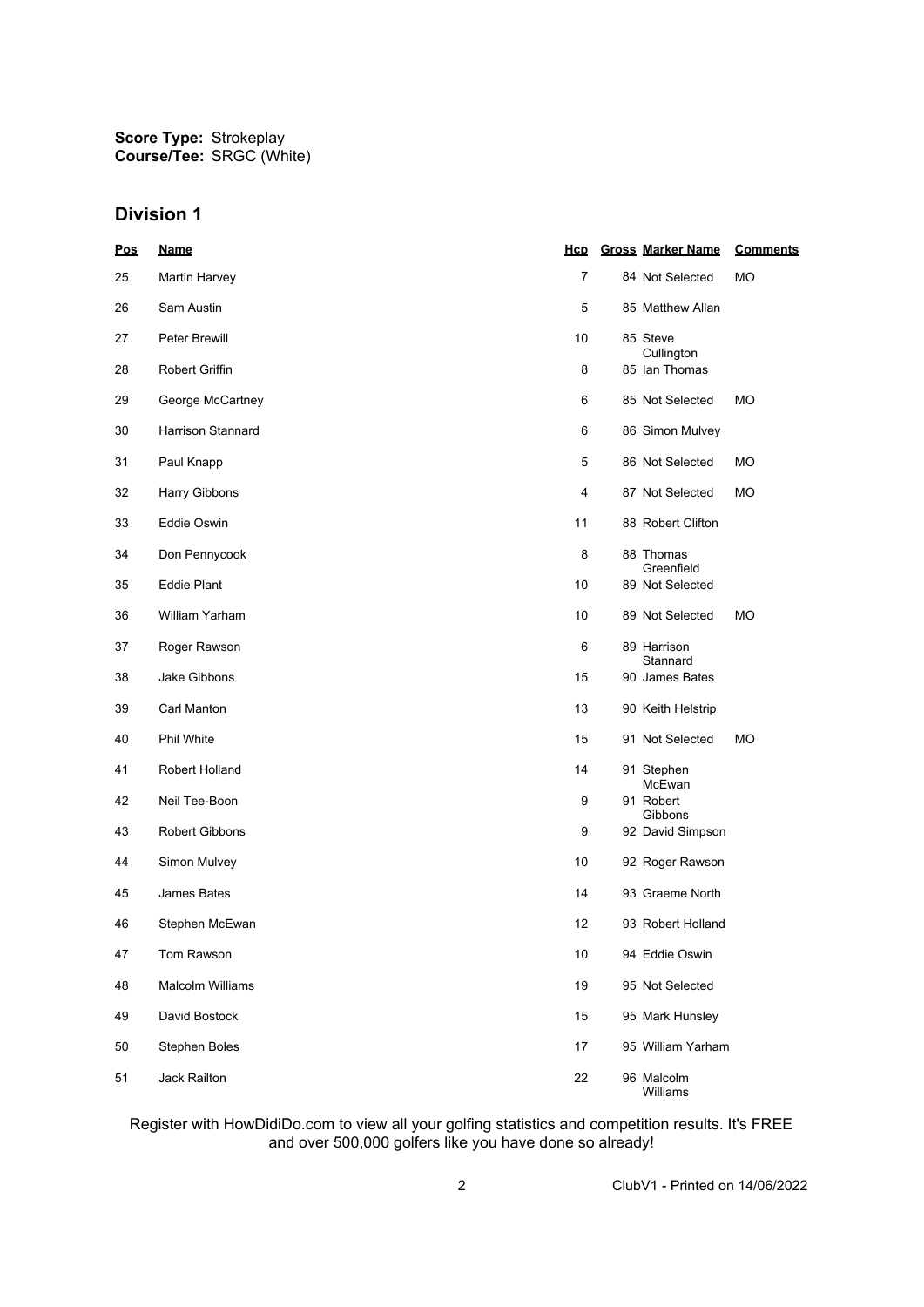**Score Type:** Strokeplay
**Course/Tee:** SRGC (White)

## Division 1

| Pos | Name | Hcp | Gross | Marker Name | Comments |
|---|---|---|---|---|---|
| 25 | Martin Harvey | 7 | 84 | Not Selected | MO |
| 26 | Sam Austin | 5 | 85 | Matthew Allan | |
| 27 | Peter Brewill | 10 | 85 | Steve Cullington | |
| 28 | Robert Griffin | 8 | 85 | Ian Thomas | |
| 29 | George McCartney | 6 | 85 | Not Selected | MO |
| 30 | Harrison Stannard | 6 | 86 | Simon Mulvey | |
| 31 | Paul Knapp | 5 | 86 | Not Selected | MO |
| 32 | Harry Gibbons | 4 | 87 | Not Selected | MO |
| 33 | Eddie Oswin | 11 | 88 | Robert Clifton | |
| 34 | Don Pennycook | 8 | 88 | Thomas Greenfield | |
| 35 | Eddie Plant | 10 | 89 | Not Selected | |
| 36 | William Yarham | 10 | 89 | Not Selected | MO |
| 37 | Roger Rawson | 6 | 89 | Harrison Stannard | |
| 38 | Jake Gibbons | 15 | 90 | James Bates | |
| 39 | Carl Manton | 13 | 90 | Keith Helstrip | |
| 40 | Phil White | 15 | 91 | Not Selected | MO |
| 41 | Robert Holland | 14 | 91 | Stephen McEwan | |
| 42 | Neil Tee-Boon | 9 | 91 | Robert Gibbons | |
| 43 | Robert Gibbons | 9 | 92 | David Simpson | |
| 44 | Simon Mulvey | 10 | 92 | Roger Rawson | |
| 45 | James Bates | 14 | 93 | Graeme North | |
| 46 | Stephen McEwan | 12 | 93 | Robert Holland | |
| 47 | Tom Rawson | 10 | 94 | Eddie Oswin | |
| 48 | Malcolm Williams | 19 | 95 | Not Selected | |
| 49 | David Bostock | 15 | 95 | Mark Hunsley | |
| 50 | Stephen Boles | 17 | 95 | William Yarham | |
| 51 | Jack Railton | 22 | 96 | Malcolm Williams | |

Register with HowDidiDo.com to view all your golfing statistics and competition results. It's FREE and over 500,000 golfers like you have done so already!

ClubV1 - Printed on 14/06/2022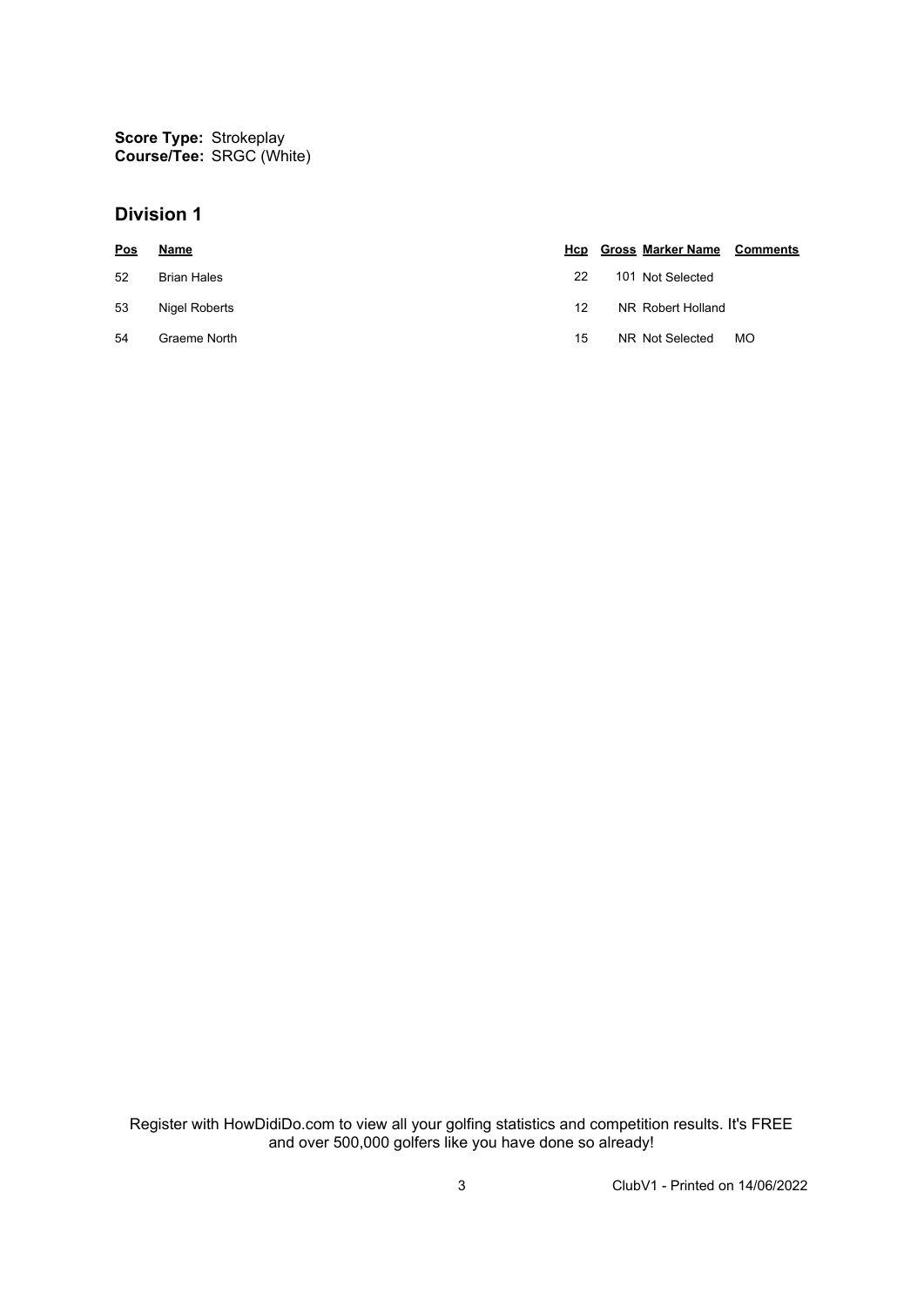**Score Type:** Strokeplay
**Course/Tee:** SRGC (White)

## Division 1

| Pos | Name | Hcp | Gross | Marker Name | Comments |
|---|---|---|---|---|---|
| 52 | Brian Hales | 22 | 101 | Not Selected | |
| 53 | Nigel Roberts | 12 | NR | Robert Holland | |
| 54 | Graeme North | 15 | NR | Not Selected | MO |

Register with HowDidiDo.com to view all your golfing statistics and competition results. It's FREE and over 500,000 golfers like you have done so already!

ClubV1 - Printed on 14/06/2022